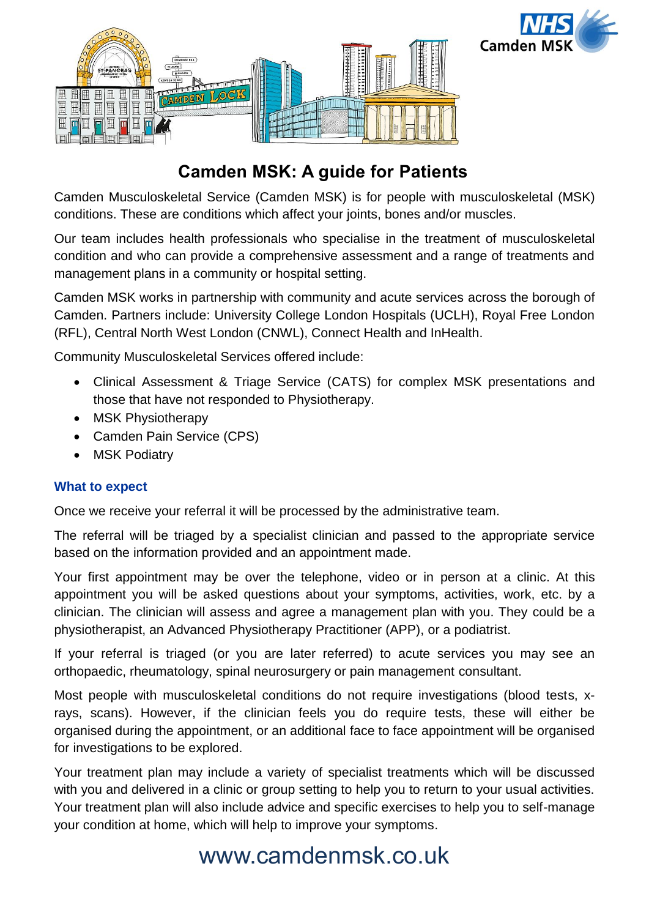# Camden MSK: A guide for Patients

Camden Musculoskeletal Service (Camden MSK) is for people with musculoskeletal (MSK) conditions. These are conditions which affect your joints, bones and/or muscles.

Our team includes health professionals who specialise in the treatment of musculoskeletal condition and who can provide a comprehensive assessment and a range of treatments and management plans in a community or hospital setting.

Camden MSK works in partnership with community and acute services across the borough of Camden. Partners include: University College London Hospitals (UCLH), Royal Free London (RFL), Central North West London (CNWL), Connect Health and InHealth.

Community Musculoskeletal Services offered include:

- Clinical Assessment & Triage Service (CATS) for complex MSK presentations and those that have not responded to Physiotherapy.
- MSK Physiotherapy
- Camden Pain Service (CPS)
- MSK Podiatry

### What to expect

Once we receive your referral it will be processed by the administrative team.

The referral will be triaged by a specialist clinician and passed to the appropriate service based on the information provided and an appointment made.

Your first appointment may be over the telephone, video or in person at a clinic. At this appointment you will be asked questions about your symptoms, activities, work, etc. by a clinician. The clinician will assess and agree a management plan with you. They could be a physiotherapist, an Advanced Physiotherapy Practitioner (APP), or a podiatrist.

If your referral is triaged (or you are later referred) to acute services you may see an orthopaedic, rheumatology, spinal neurosurgery or pain management consultant.

Most people with musculoskeletal conditions do not require investigations (blood tests, x-rays, scans). However, if the clinician feels you do require tests, these will either be organised during the appointment, or an additional face to face appointment will be organised for investigations to be explored.

Your treatment plan may include a variety of specialist treatments which will be discussed with you and delivered in a clinic or group setting to help you to return to your usual activities. Your treatment plan will also include advice and specific exercises to help you to self-manage your condition at home, which will help to improve your symptoms.

www.camdenmsk.co.uk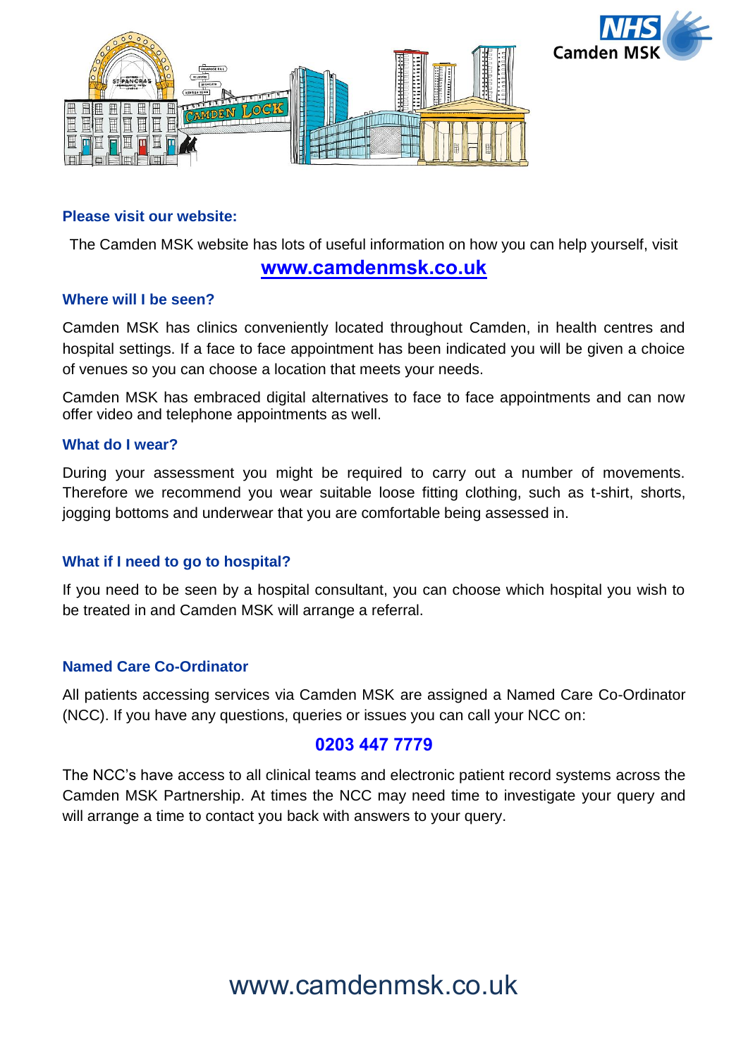## Please visit our website:

The Camden MSK website has lots of useful information on how you can help yourself, visit

**www.camdenmsk.co.uk**

## Where will I be seen?

Camden MSK has clinics conveniently located throughout Camden, in health centres and hospital settings. If a face to face appointment has been indicated you will be given a choice of venues so you can choose a location that meets your needs.

Camden MSK has embraced digital alternatives to face to face appointments and can now offer video and telephone appointments as well.

## What do I wear?

During your assessment you might be required to carry out a number of movements. Therefore we recommend you wear suitable loose fitting clothing, such as t-shirt, shorts, jogging bottoms and underwear that you are comfortable being assessed in.

## What if I need to go to hospital?

If you need to be seen by a hospital consultant, you can choose which hospital you wish to be treated in and Camden MSK will arrange a referral.

## Named Care Co-Ordinator

All patients accessing services via Camden MSK are assigned a Named Care Co-Ordinator (NCC). If you have any questions, queries or issues you can call your NCC on:

**0203 447 7779**

The NCC's have access to all clinical teams and electronic patient record systems across the Camden MSK Partnership. At times the NCC may need time to investigate your query and will arrange a time to contact you back with answers to your query.

www.camdenmsk.co.uk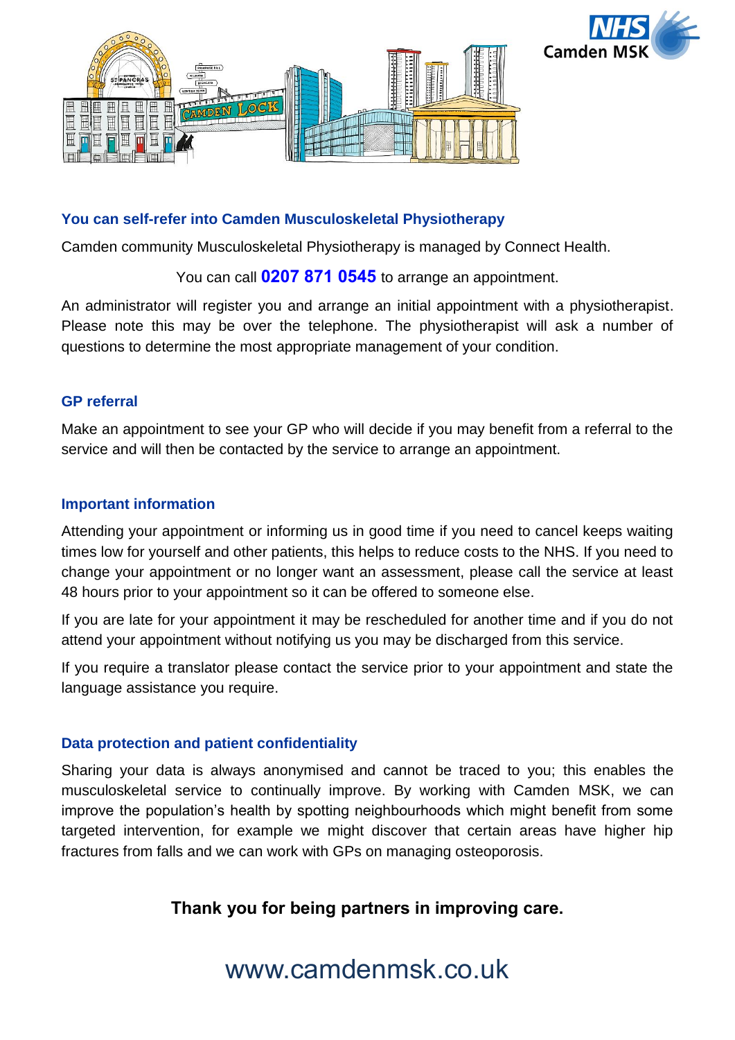## You can self-refer into Camden Musculoskeletal Physiotherapy

Camden community Musculoskeletal Physiotherapy is managed by Connect Health.

You can call **0207 871 0545** to arrange an appointment.

An administrator will register you and arrange an initial appointment with a physiotherapist. Please note this may be over the telephone. The physiotherapist will ask a number of questions to determine the most appropriate management of your condition.

## GP referral

Make an appointment to see your GP who will decide if you may benefit from a referral to the service and will then be contacted by the service to arrange an appointment.

## Important information

Attending your appointment or informing us in good time if you need to cancel keeps waiting times low for yourself and other patients, this helps to reduce costs to the NHS. If you need to change your appointment or no longer want an assessment, please call the service at least 48 hours prior to your appointment so it can be offered to someone else.

If you are late for your appointment it may be rescheduled for another time and if you do not attend your appointment without notifying us you may be discharged from this service.

If you require a translator please contact the service prior to your appointment and state the language assistance you require.

## Data protection and patient confidentiality

Sharing your data is always anonymised and cannot be traced to you; this enables the musculoskeletal service to continually improve. By working with Camden MSK, we can improve the population's health by spotting neighbourhoods which might benefit from some targeted intervention, for example we might discover that certain areas have higher hip fractures from falls and we can work with GPs on managing osteoporosis.

**Thank you for being partners in improving care.**

www.camdenmsk.co.uk